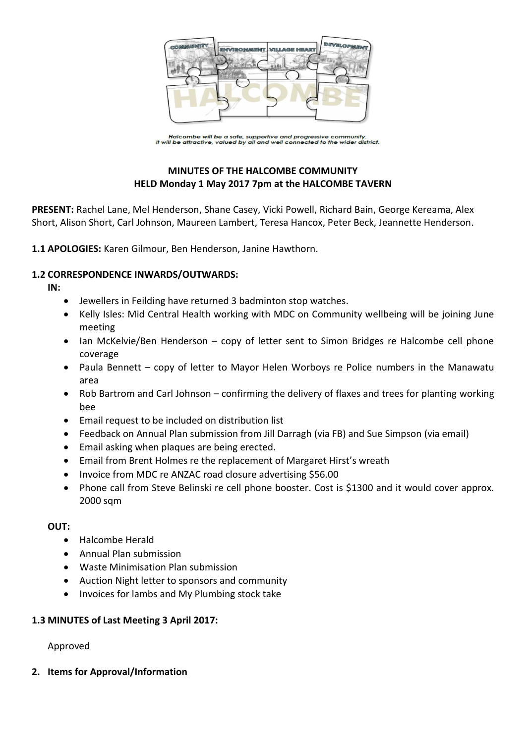Halcombe will be a safe, supportive and progressive community.
It will be attractive, valued by all and well connected to the wider district.

**MINUTES OF THE HALCOMBE COMMUNITY**
**HELD Monday 1 May 2017 7pm at the HALCOMBE TAVERN**

**PRESENT:** Rachel Lane, Mel Henderson, Shane Casey, Vicki Powell, Richard Bain, George Kereama, Alex Short, Alison Short, Carl Johnson, Maureen Lambert, Teresa Hancox, Peter Beck, Jeannette Henderson.

**1.1 APOLOGIES:** Karen Gilmour, Ben Henderson, Janine Hawthorn.

**1.2 CORRESPONDENCE INWARDS/OUTWARDS:**

**IN:**

- Jewellers in Feilding have returned 3 badminton stop watches.
- Kelly Isles: Mid Central Health working with MDC on Community wellbeing will be joining June meeting
- Ian McKelvie/Ben Henderson – copy of letter sent to Simon Bridges re Halcombe cell phone coverage
- Paula Bennett – copy of letter to Mayor Helen Worboys re Police numbers in the Manawatu area
- Rob Bartrom and Carl Johnson – confirming the delivery of flaxes and trees for planting working bee
- Email request to be included on distribution list
- Feedback on Annual Plan submission from Jill Darragh (via FB) and Sue Simpson (via email)
- Email asking when plaques are being erected.
- Email from Brent Holmes re the replacement of Margaret Hirst's wreath
- Invoice from MDC re ANZAC road closure advertising $56.00
- Phone call from Steve Belinski re cell phone booster. Cost is $1300 and it would cover approx. 2000 sqm

**OUT:**

- Halcombe Herald
- Annual Plan submission
- Waste Minimisation Plan submission
- Auction Night letter to sponsors and community
- Invoices for lambs and My Plumbing stock take

**1.3 MINUTES of Last Meeting 3 April 2017:**

Approved

**2. Items for Approval/Information**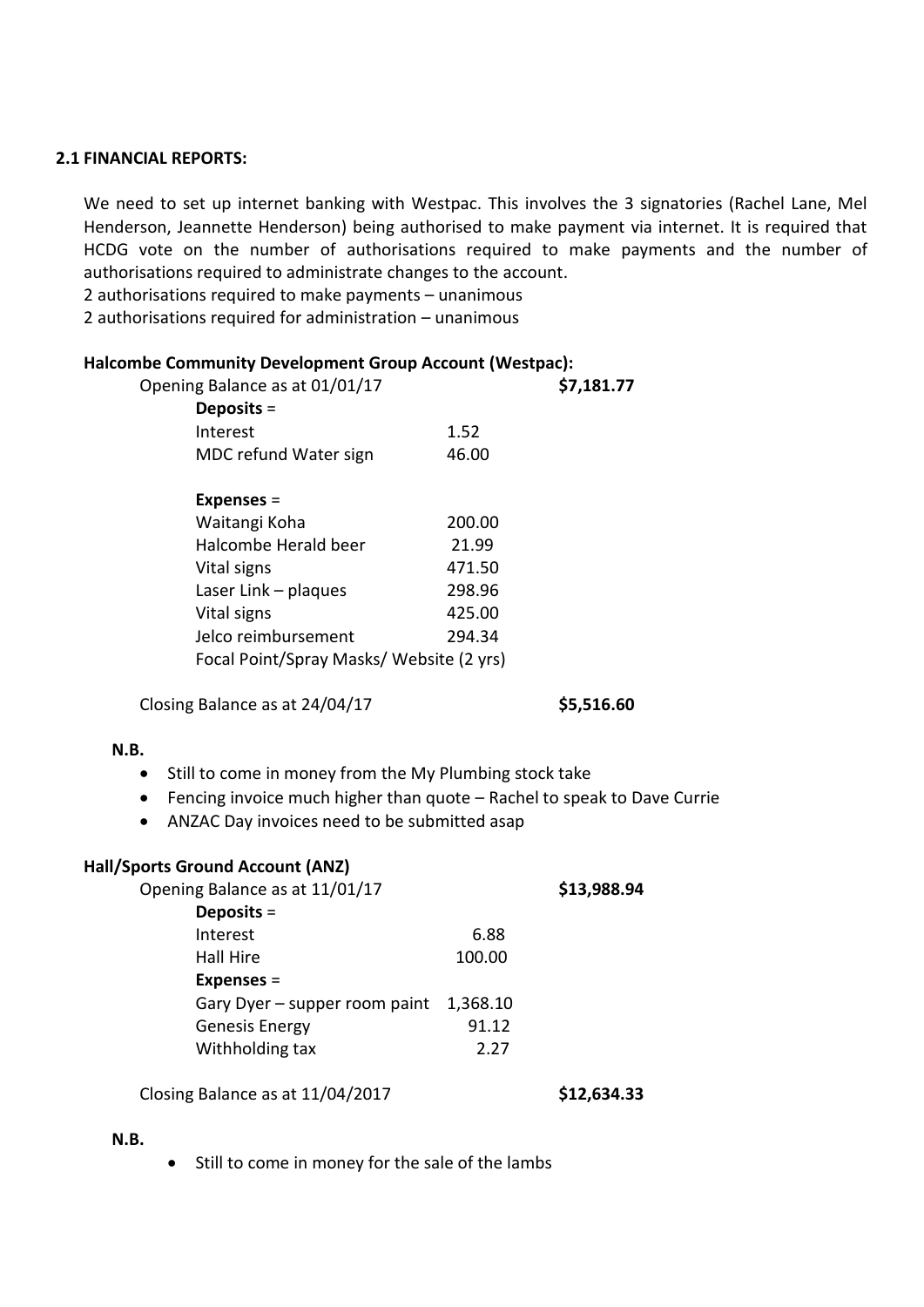## 2.1 FINANCIAL REPORTS:

We need to set up internet banking with Westpac. This involves the 3 signatories (Rachel Lane, Mel Henderson, Jeannette Henderson) being authorised to make payment via internet. It is required that HCDG vote on the number of authorisations required to make payments and the number of authorisations required to administrate changes to the account.
2 authorisations required to make payments – unanimous
2 authorisations required for administration – unanimous

**Halcombe Community Development Group Account (Westpac):**

| | | |
|---|---|---|
| Opening Balance as at 01/01/17 | | **$7,181.77** |
| **Deposits** = | | |
| Interest | 1.52 | |
| MDC refund Water sign | 46.00 | |
| **Expenses** = | | |
| Waitangi Koha | 200.00 | |
| Halcombe Herald beer | 21.99 | |
| Vital signs | 471.50 | |
| Laser Link – plaques | 298.96 | |
| Vital signs | 425.00 | |
| Jelco reimbursement | 294.34 | |
| Focal Point/Spray Masks/ Website (2 yrs) | | |
| Closing Balance as at 24/04/17 | | **$5,516.60** |

**N.B.**

- Still to come in money from the My Plumbing stock take
- Fencing invoice much higher than quote – Rachel to speak to Dave Currie
- ANZAC Day invoices need to be submitted asap

**Hall/Sports Ground Account (ANZ)**

| | | |
|---|---|---|
| Opening Balance as at 11/01/17 | | **$13,988.94** |
| **Deposits** = | | |
| Interest | 6.88 | |
| Hall Hire | 100.00 | |
| **Expenses** = | | |
| Gary Dyer – supper room paint | 1,368.10 | |
| Genesis Energy | 91.12 | |
| Withholding tax | 2.27 | |
| Closing Balance as at 11/04/2017 | | **$12,634.33** |

**N.B.**

- Still to come in money for the sale of the lambs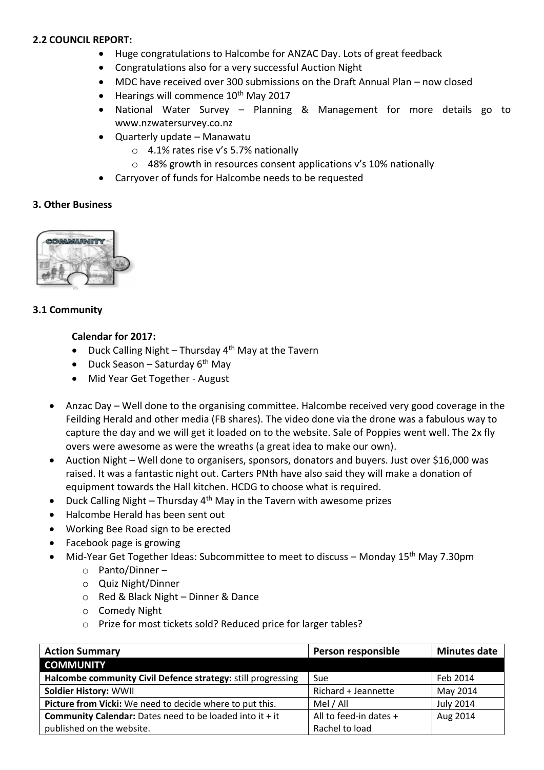**2.2 COUNCIL REPORT:**

- Huge congratulations to Halcombe for ANZAC Day. Lots of great feedback
- Congratulations also for a very successful Auction Night
- MDC have received over 300 submissions on the Draft Annual Plan – now closed
- Hearings will commence 10th May 2017
- National Water Survey – Planning & Management for more details go to www.nzwatersurvey.co.nz
- Quarterly update – Manawatu
    - 4.1% rates rise v's 5.7% nationally
    - 48% growth in resources consent applications v's 10% nationally
- Carryover of funds for Halcombe needs to be requested

**3. Other Business**

**3.1 Community**

**Calendar for 2017:**

- Duck Calling Night – Thursday 4th May at the Tavern
- Duck Season – Saturday 6th May
- Mid Year Get Together - August

- Anzac Day – Well done to the organising committee. Halcombe received very good coverage in the Feilding Herald and other media (FB shares). The video done via the drone was a fabulous way to capture the day and we will get it loaded on to the website. Sale of Poppies went well. The 2x fly overs were awesome as were the wreaths (a great idea to make our own).
- Auction Night – Well done to organisers, sponsors, donators and buyers. Just over $16,000 was raised. It was a fantastic night out. Carters PNth have also said they will make a donation of equipment towards the Hall kitchen. HCDG to choose what is required.
- Duck Calling Night – Thursday 4th May in the Tavern with awesome prizes
- Halcombe Herald has been sent out
- Working Bee Road sign to be erected
- Facebook page is growing
- Mid-Year Get Together Ideas: Subcommittee to meet to discuss – Monday 15th May 7.30pm
    - Panto/Dinner –
    - Quiz Night/Dinner
    - Red & Black Night – Dinner & Dance
    - Comedy Night
    - Prize for most tickets sold? Reduced price for larger tables?

| Action Summary | Person responsible | Minutes date |
|---|---|---|
| **COMMUNITY** | | |
| **Halcombe community Civil Defence strategy:** still progressing | Sue | Feb 2014 |
| **Soldier History:** WWII | Richard + Jeannette | May 2014 |
| **Picture from Vicki:** We need to decide where to put this. | Mel / All | July 2014 |
| **Community Calendar:** Dates need to be loaded into it + it published on the website. | All to feed-in dates + Rachel to load | Aug 2014 |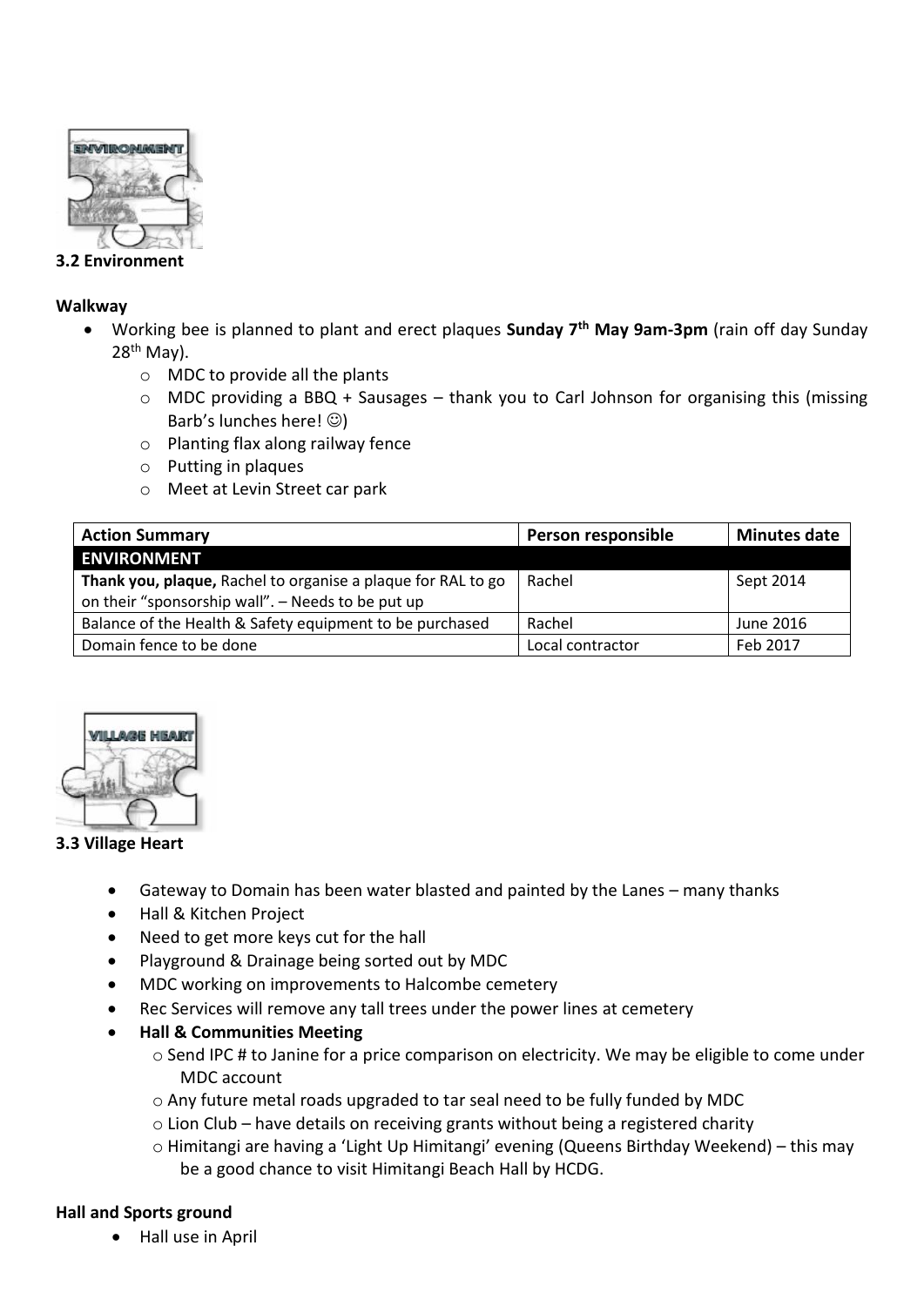### 3.2 Environment

**Walkway**

- Working bee is planned to plant and erect plaques **Sunday 7th May 9am-3pm** (rain off day Sunday 28th May).
  - MDC to provide all the plants
  - MDC providing a BBQ + Sausages – thank you to Carl Johnson for organising this (missing Barb's lunches here! ☺)
  - Planting flax along railway fence
  - Putting in plaques
  - Meet at Levin Street car park

| Action Summary | Person responsible | Minutes date |
|---|---|---|
| **ENVIRONMENT** | | |
| **Thank you, plaque,** Rachel to organise a plaque for RAL to go on their "sponsorship wall". – Needs to be put up | Rachel | Sept 2014 |
| Balance of the Health & Safety equipment to be purchased | Rachel | June 2016 |
| Domain fence to be done | Local contractor | Feb 2017 |

### 3.3 Village Heart

- Gateway to Domain has been water blasted and painted by the Lanes – many thanks
- Hall & Kitchen Project
- Need to get more keys cut for the hall
- Playground & Drainage being sorted out by MDC
- MDC working on improvements to Halcombe cemetery
- Rec Services will remove any tall trees under the power lines at cemetery
- **Hall & Communities Meeting**
  - Send IPC # to Janine for a price comparison on electricity. We may be eligible to come under MDC account
  - Any future metal roads upgraded to tar seal need to be fully funded by MDC
  - Lion Club – have details on receiving grants without being a registered charity
  - Himitangi are having a 'Light Up Himitangi' evening (Queens Birthday Weekend) – this may be a good chance to visit Himitangi Beach Hall by HCDG.

**Hall and Sports ground**

- Hall use in April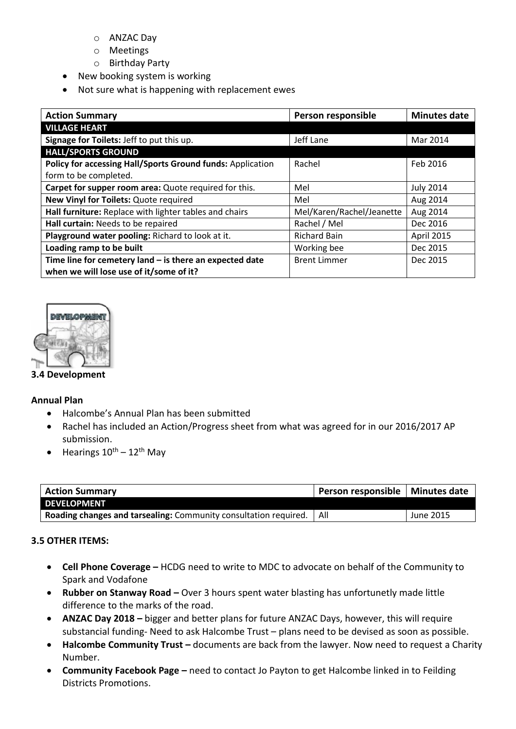- ANZAC Day
    - Meetings
    - Birthday Party
- New booking system is working
- Not sure what is happening with replacement ewes

| Action Summary | Person responsible | Minutes date |
|---|---|---|
| **VILLAGE HEART** | | |
| **Signage for Toilets:** Jeff to put this up. | Jeff Lane | Mar 2014 |
| **HALL/SPORTS GROUND** | | |
| **Policy for accessing Hall/Sports Ground funds:** Application form to be completed. | Rachel | Feb 2016 |
| **Carpet for supper room area:** Quote required for this. | Mel | July 2014 |
| **New Vinyl for Toilets:** Quote required | Mel | Aug 2014 |
| **Hall furniture:** Replace with lighter tables and chairs | Mel/Karen/Rachel/Jeanette | Aug 2014 |
| **Hall curtain:** Needs to be repaired | Rachel / Mel | Dec 2016 |
| **Playground water pooling:** Richard to look at it. | Richard Bain | April 2015 |
| **Loading ramp to be built** | Working bee | Dec 2015 |
| **Time line for cemetery land – is there an expected date when we will lose use of it/some of it?** | Brent Limmer | Dec 2015 |

### 3.4 Development

**Annual Plan**

- Halcombe's Annual Plan has been submitted
- Rachel has included an Action/Progress sheet from what was agreed for in our 2016/2017 AP submission.
- Hearings 10th – 12th May

| Action Summary | Person responsible | Minutes date |
|---|---|---|
| **DEVELOPMENT** | | |
| **Roading changes and tarsealing:** Community consultation required. | All | June 2015 |

### 3.5 OTHER ITEMS:

- **Cell Phone Coverage –** HCDG need to write to MDC to advocate on behalf of the Community to Spark and Vodafone
- **Rubber on Stanway Road –** Over 3 hours spent water blasting has unfortunetly made little difference to the marks of the road.
- **ANZAC Day 2018 –** bigger and better plans for future ANZAC Days, however, this will require substancial funding- Need to ask Halcombe Trust – plans need to be devised as soon as possible.
- **Halcombe Community Trust –** documents are back from the lawyer. Now need to request a Charity Number.
- **Community Facebook Page –** need to contact Jo Payton to get Halcombe linked in to Feilding Districts Promotions.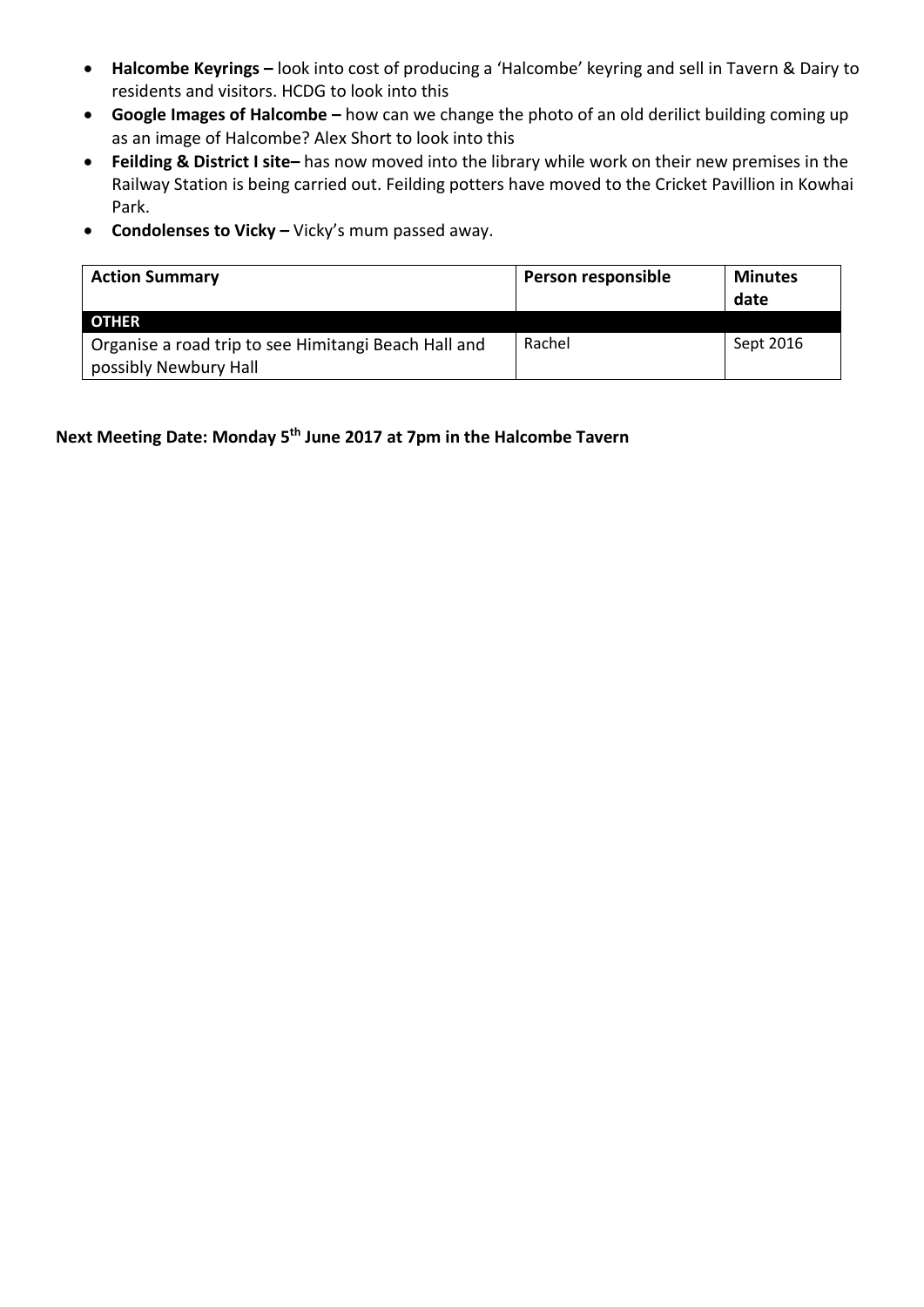- **Halcombe Keyrings –** look into cost of producing a 'Halcombe' keyring and sell in Tavern & Dairy to residents and visitors. HCDG to look into this
- **Google Images of Halcombe –** how can we change the photo of an old derilict building coming up as an image of Halcombe? Alex Short to look into this
- **Feilding & District I site–** has now moved into the library while work on their new premises in the Railway Station is being carried out. Feilding potters have moved to the Cricket Pavillion in Kowhai Park.
- **Condolenses to Vicky –** Vicky's mum passed away.

| Action Summary | Person responsible | Minutes date |
|---|---|---|
| **OTHER** | | |
| Organise a road trip to see Himitangi Beach Hall and possibly Newbury Hall | Rachel | Sept 2016 |

**Next Meeting Date: Monday 5th June 2017 at 7pm in the Halcombe Tavern**